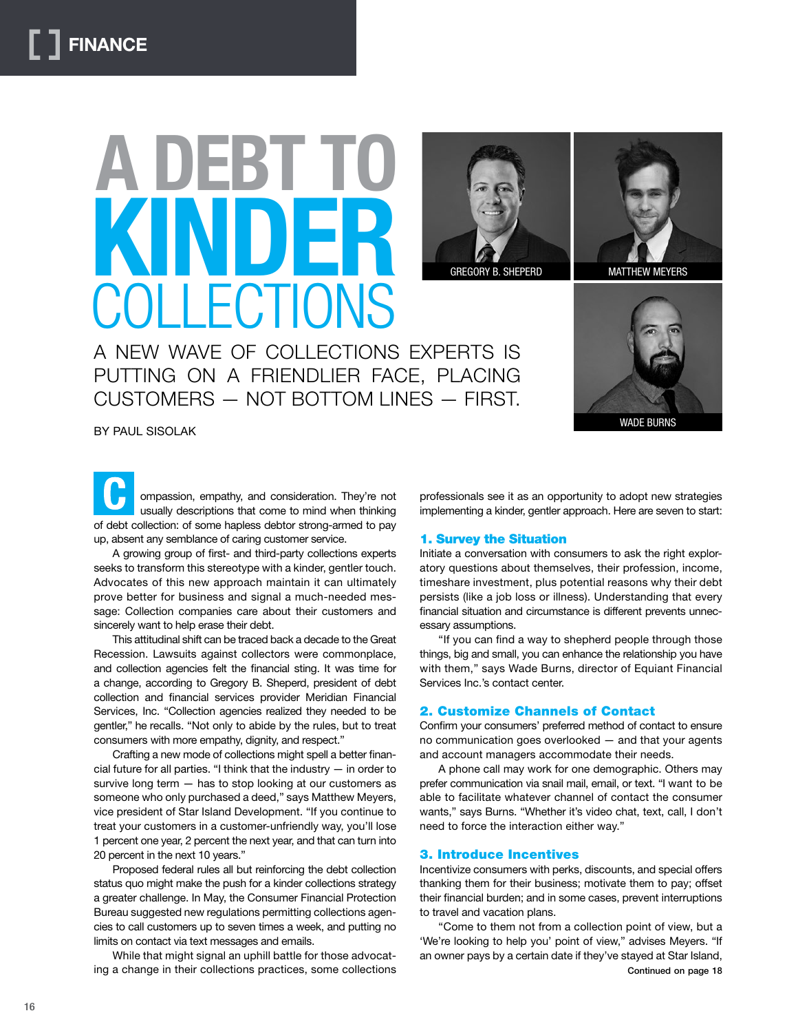FINANCE

# A DEBT TO KINDER COLLECTIONS

## A NEW WAVE OF COLLECTIONS EXPERTS IS PUTTING ON A FRIENDLIER FACE, PLACING CUSTOMERS — NOT BOTTOM LINES — FIRST.

GREGORY B. SHEPERD

MATTHEW MEYERS

WADE BURNS

BY PAUL SISOLAK

Compassion, empathy, and consideration. They're not usually descriptions that come to mind when thinking of debt collection: of some hapless debtor strong-armed to pay up, absent any semblance of caring customer service.

A growing group of first- and third-party collections experts seeks to transform this stereotype with a kinder, gentler touch. Advocates of this new approach maintain it can ultimately prove better for business and signal a much-needed message: Collection companies care about their customers and sincerely want to help erase their debt.

This attitudinal shift can be traced back a decade to the Great Recession. Lawsuits against collectors were commonplace, and collection agencies felt the financial sting. It was time for a change, according to Gregory B. Sheperd, president of debt collection and financial services provider Meridian Financial Services, Inc. "Collection agencies realized they needed to be gentler," he recalls. "Not only to abide by the rules, but to treat consumers with more empathy, dignity, and respect."

Crafting a new mode of collections might spell a better financial future for all parties. "I think that the industry — in order to survive long term — has to stop looking at our customers as someone who only purchased a deed," says Matthew Meyers, vice president of Star Island Development. "If you continue to treat your customers in a customer-unfriendly way, you'll lose 1 percent one year, 2 percent the next year, and that can turn into 20 percent in the next 10 years."

Proposed federal rules all but reinforcing the debt collection status quo might make the push for a kinder collections strategy a greater challenge. In May, the Consumer Financial Protection Bureau suggested new regulations permitting collections agencies to call customers up to seven times a week, and putting no limits on contact via text messages and emails.

While that might signal an uphill battle for those advocating a change in their collections practices, some collections professionals see it as an opportunity to adopt new strategies implementing a kinder, gentler approach. Here are seven to start:

### 1. Survey the Situation

Initiate a conversation with consumers to ask the right exploratory questions about themselves, their profession, income, timeshare investment, plus potential reasons why their debt persists (like a job loss or illness). Understanding that every financial situation and circumstance is different prevents unnecessary assumptions.

"If you can find a way to shepherd people through those things, big and small, you can enhance the relationship you have with them," says Wade Burns, director of Equiant Financial Services Inc.'s contact center.

### 2. Customize Channels of Contact

Confirm your consumers' preferred method of contact to ensure no communication goes overlooked — and that your agents and account managers accommodate their needs.

A phone call may work for one demographic. Others may prefer communication via snail mail, email, or text. "I want to be able to facilitate whatever channel of contact the consumer wants," says Burns. "Whether it's video chat, text, call, I don't need to force the interaction either way."

### 3. Introduce Incentives

Incentivize consumers with perks, discounts, and special offers thanking them for their business; motivate them to pay; offset their financial burden; and in some cases, prevent interruptions to travel and vacation plans.

"Come to them not from a collection point of view, but a 'We're looking to help you' point of view," advises Meyers. "If an owner pays by a certain date if they've stayed at Star Island,

Continued on page 18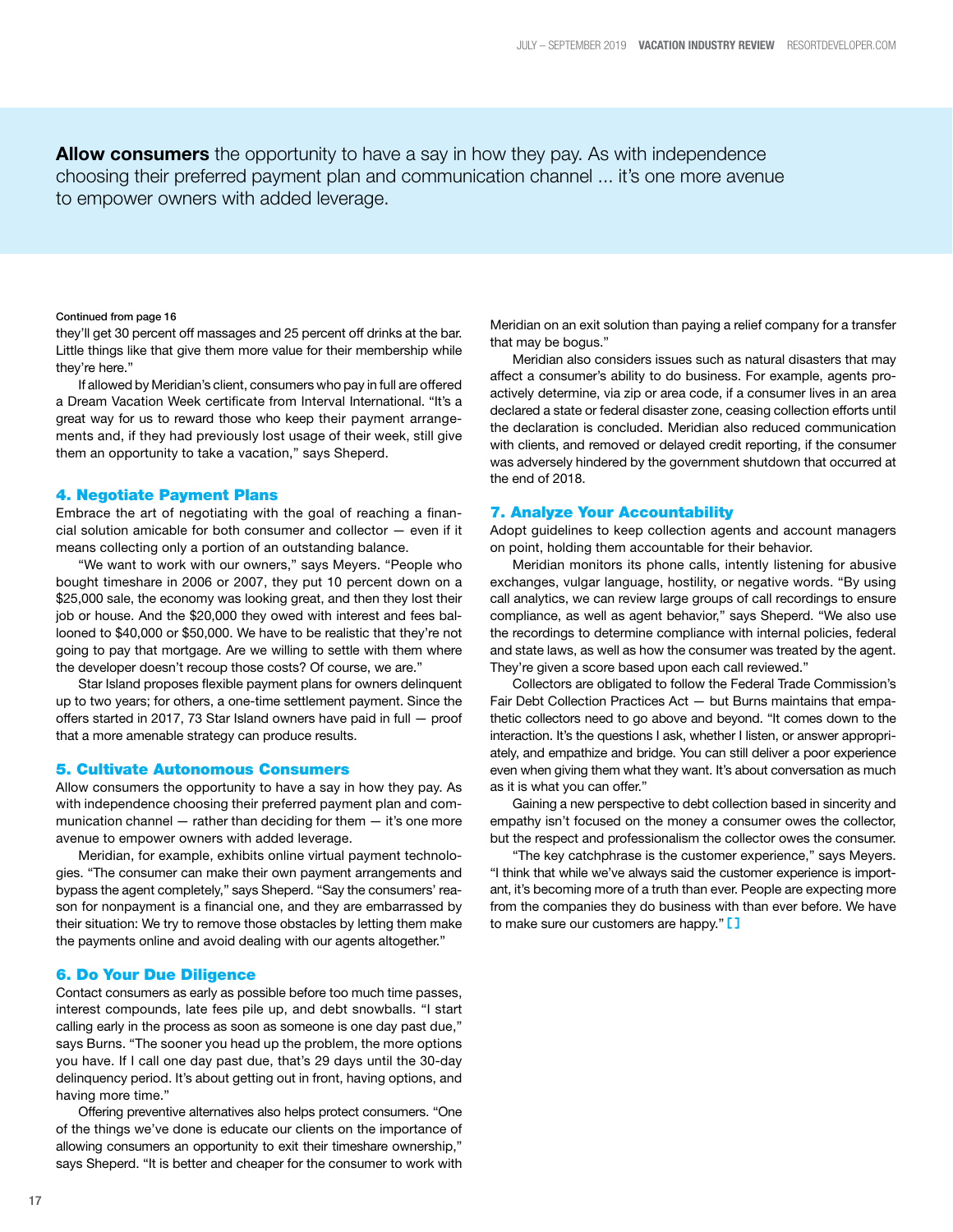**Allow consumers** the opportunity to have a say in how they pay. As with independence choosing their preferred payment plan and communication channel ... it's one more avenue to empower owners with added leverage.

Continued from page 16

they'll get 30 percent off massages and 25 percent off drinks at the bar. Little things like that give them more value for their membership while they're here."

If allowed by Meridian's client, consumers who pay in full are offered a Dream Vacation Week certificate from Interval International. "It's a great way for us to reward those who keep their payment arrangements and, if they had previously lost usage of their week, still give them an opportunity to take a vacation," says Sheperd.

### 4. Negotiate Payment Plans

Embrace the art of negotiating with the goal of reaching a financial solution amicable for both consumer and collector — even if it means collecting only a portion of an outstanding balance.

"We want to work with our owners," says Meyers. "People who bought timeshare in 2006 or 2007, they put 10 percent down on a $25,000 sale, the economy was looking great, and then they lost their job or house. And the $20,000 they owed with interest and fees ballooned to $40,000 or $50,000. We have to be realistic that they're not going to pay that mortgage. Are we willing to settle with them where the developer doesn't recoup those costs? Of course, we are."

Star Island proposes flexible payment plans for owners delinquent up to two years; for others, a one-time settlement payment. Since the offers started in 2017, 73 Star Island owners have paid in full — proof that a more amenable strategy can produce results.

### 5. Cultivate Autonomous Consumers

Allow consumers the opportunity to have a say in how they pay. As with independence choosing their preferred payment plan and communication channel — rather than deciding for them — it's one more avenue to empower owners with added leverage.

Meridian, for example, exhibits online virtual payment technologies. "The consumer can make their own payment arrangements and bypass the agent completely," says Sheperd. "Say the consumers' reason for nonpayment is a financial one, and they are embarrassed by their situation: We try to remove those obstacles by letting them make the payments online and avoid dealing with our agents altogether."

### 6. Do Your Due Diligence

Contact consumers as early as possible before too much time passes, interest compounds, late fees pile up, and debt snowballs. "I start calling early in the process as soon as someone is one day past due," says Burns. "The sooner you head up the problem, the more options you have. If I call one day past due, that's 29 days until the 30-day delinquency period. It's about getting out in front, having options, and having more time."

Offering preventive alternatives also helps protect consumers. "One of the things we've done is educate our clients on the importance of allowing consumers an opportunity to exit their timeshare ownership," says Sheperd. "It is better and cheaper for the consumer to work with Meridian on an exit solution than paying a relief company for a transfer that may be bogus."

Meridian also considers issues such as natural disasters that may affect a consumer's ability to do business. For example, agents proactively determine, via zip or area code, if a consumer lives in an area declared a state or federal disaster zone, ceasing collection efforts until the declaration is concluded. Meridian also reduced communication with clients, and removed or delayed credit reporting, if the consumer was adversely hindered by the government shutdown that occurred at the end of 2018.

### 7. Analyze Your Accountability

Adopt guidelines to keep collection agents and account managers on point, holding them accountable for their behavior.

Meridian monitors its phone calls, intently listening for abusive exchanges, vulgar language, hostility, or negative words. "By using call analytics, we can review large groups of call recordings to ensure compliance, as well as agent behavior," says Sheperd. "We also use the recordings to determine compliance with internal policies, federal and state laws, as well as how the consumer was treated by the agent. They're given a score based upon each call reviewed."

Collectors are obligated to follow the Federal Trade Commission's Fair Debt Collection Practices Act — but Burns maintains that empathetic collectors need to go above and beyond. "It comes down to the interaction. It's the questions I ask, whether I listen, or answer appropriately, and empathize and bridge. You can still deliver a poor experience even when giving them what they want. It's about conversation as much as it is what you can offer."

Gaining a new perspective to debt collection based in sincerity and empathy isn't focused on the money a consumer owes the collector, but the respect and professionalism the collector owes the consumer.

"The key catchphrase is the customer experience," says Meyers. "I think that while we've always said the customer experience is important, it's becoming more of a truth than ever. People are expecting more from the companies they do business with than ever before. We have to make sure our customers are happy." [ ]